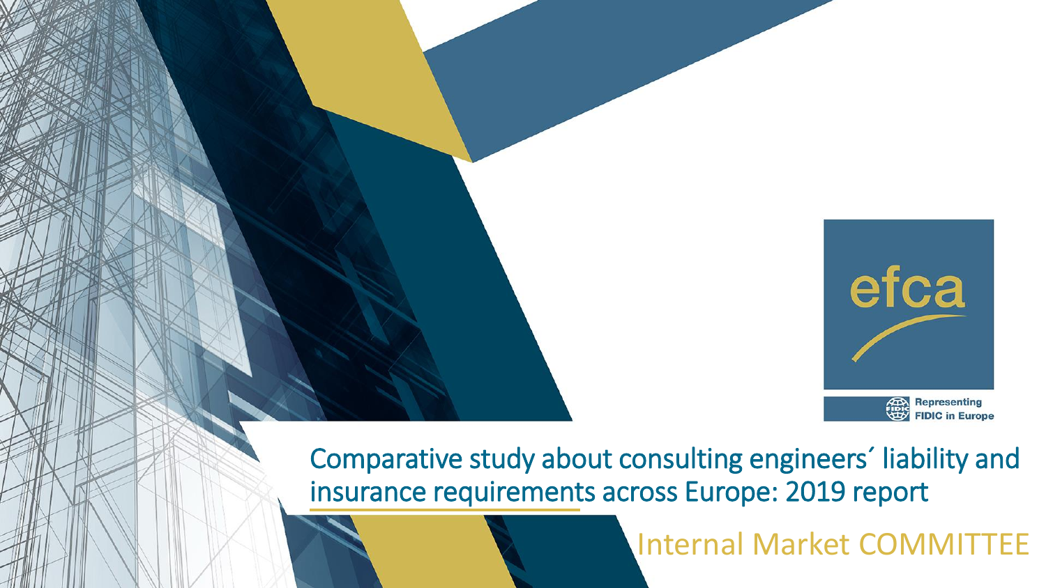efca

Representing FIDIC in Europe

# Comparative study about consulting engineers´ liability and insurance requirements across Europe: 2019 report

## Internal Market COMMITTEE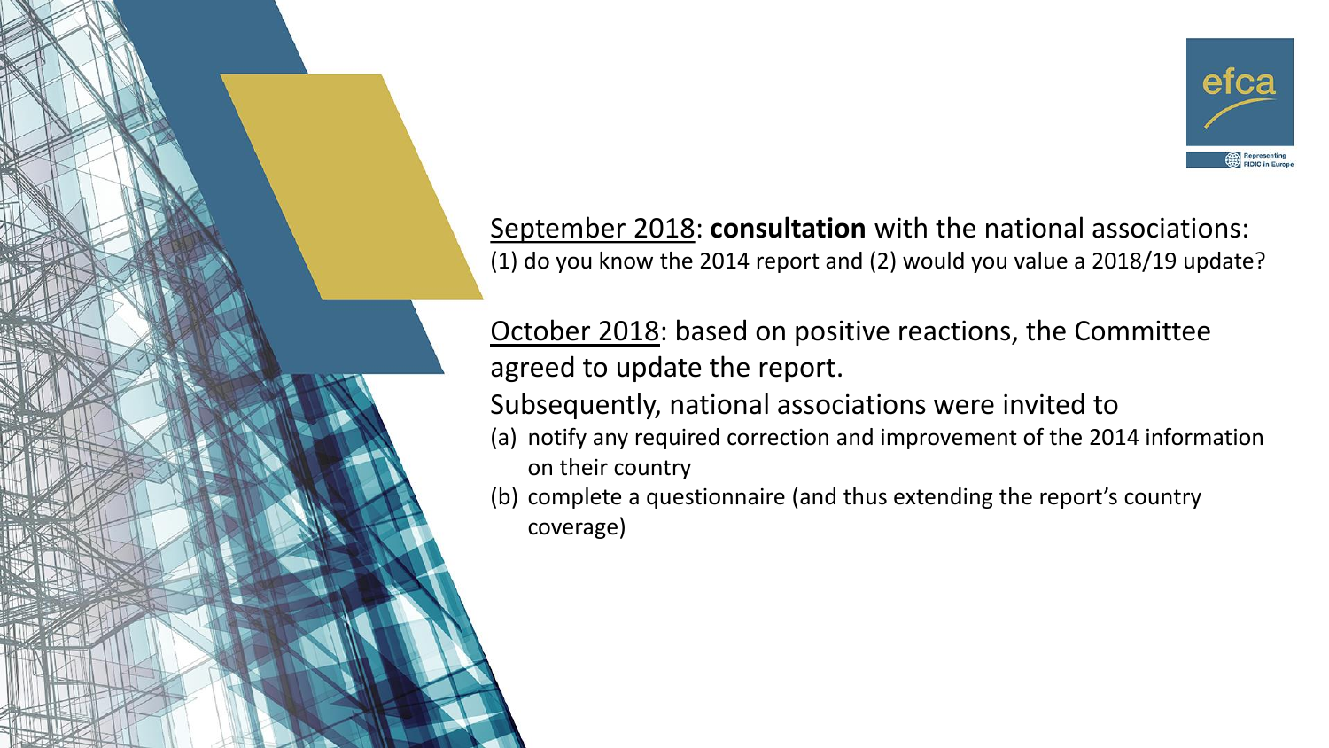September 2018: **consultation** with the national associations:
(1) do you know the 2014 report and (2) would you value a 2018/19 update?

October 2018: based on positive reactions, the Committee agreed to update the report.

Subsequently, national associations were invited to

(a) notify any required correction and improvement of the 2014 information on their country
(b) complete a questionnaire (and thus extending the report's country coverage)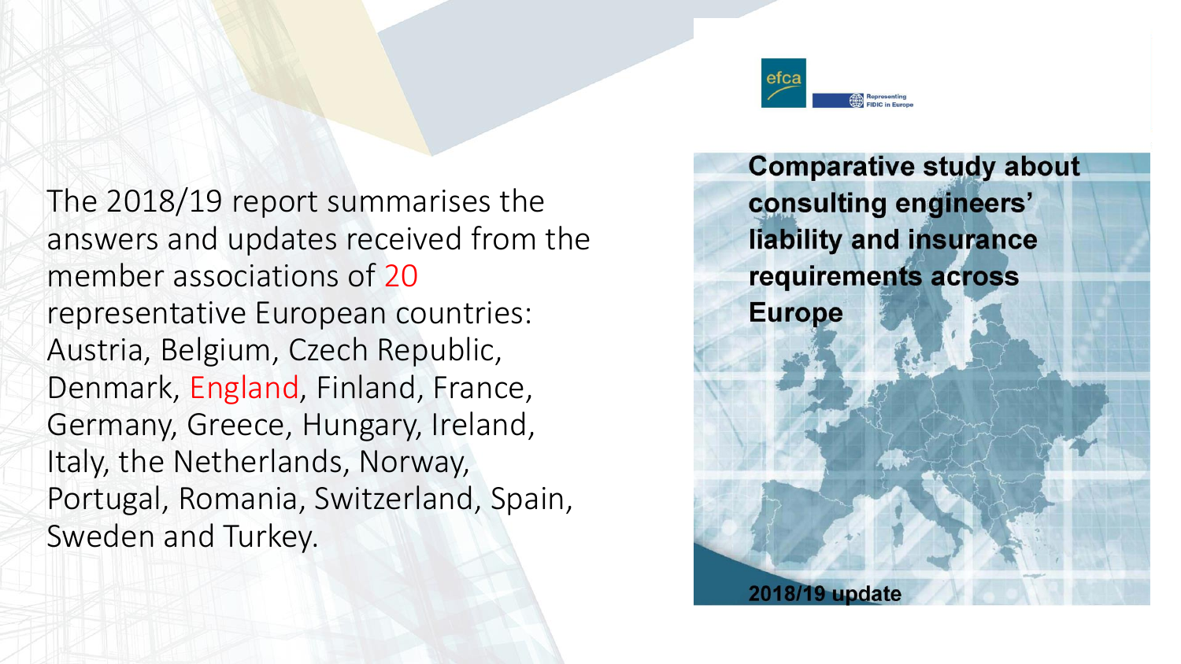The 2018/19 report summarises the answers and updates received from the member associations of 20 representative European countries: Austria, Belgium, Czech Republic, Denmark, England, Finland, France, Germany, Greece, Hungary, Ireland, Italy, the Netherlands, Norway, Portugal, Romania, Switzerland, Spain, Sweden and Turkey.

efca

Representing FIDIC in Europe

**Comparative study about consulting engineers' liability and insurance requirements across Europe**

**2018/19 update**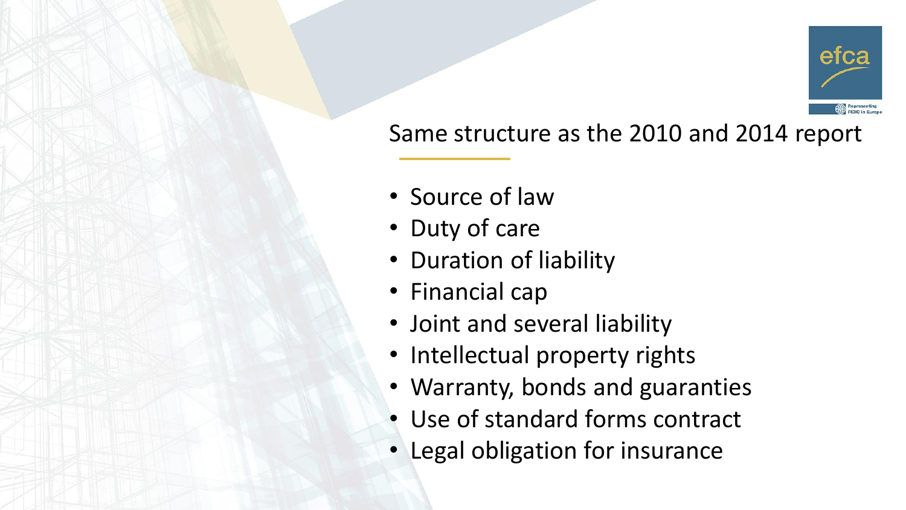## Same structure as the 2010 and 2014 report

- Source of law
- Duty of care
- Duration of liability
- Financial cap
- Joint and several liability
- Intellectual property rights
- Warranty, bonds and guaranties
- Use of standard forms contract
- Legal obligation for insurance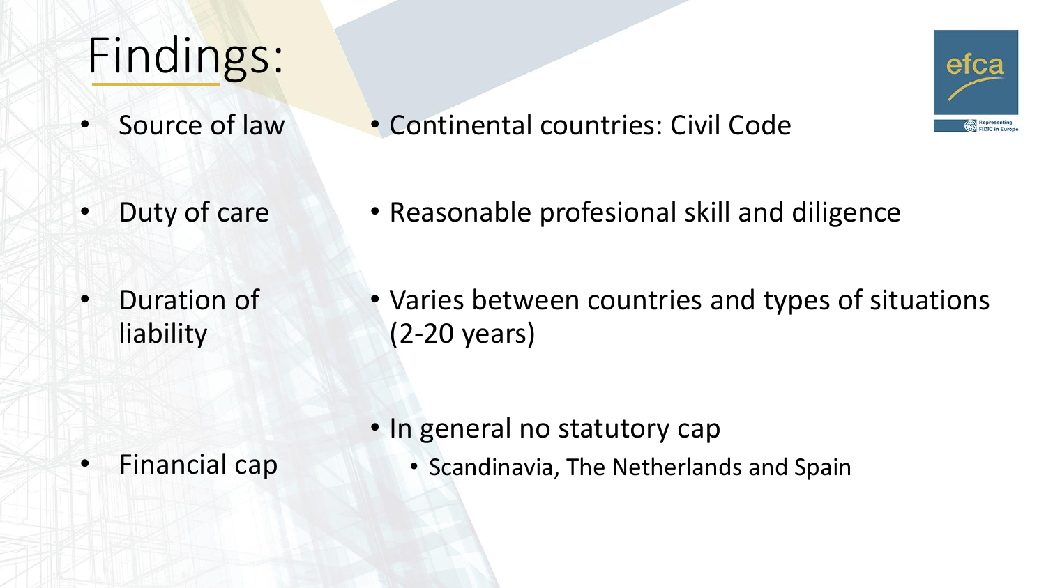# Findings:

| | |
|---|---|
| Source of law | Continental countries: Civil Code |
| Duty of care | Reasonable profesional skill and diligence |
| Duration of liability | Varies between countries and types of situations (2-20 years) |
| Financial cap | In general no statutory cap<br>• Scandinavia, The Netherlands and Spain |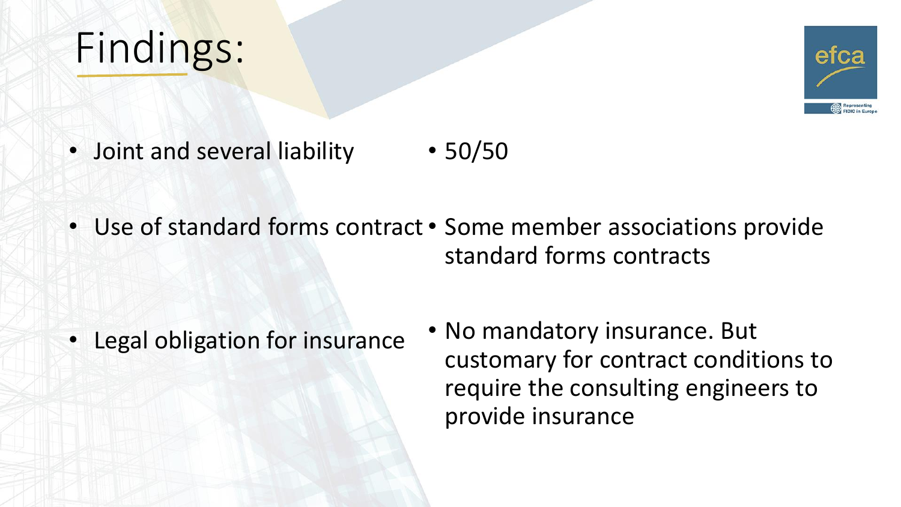# Findings:

| | |
|---|---|
| Joint and several liability | 50/50 |
| Use of standard forms contract | Some member associations provide standard forms contracts |
| Legal obligation for insurance | No mandatory insurance. But customary for contract conditions to require the consulting engineers to provide insurance |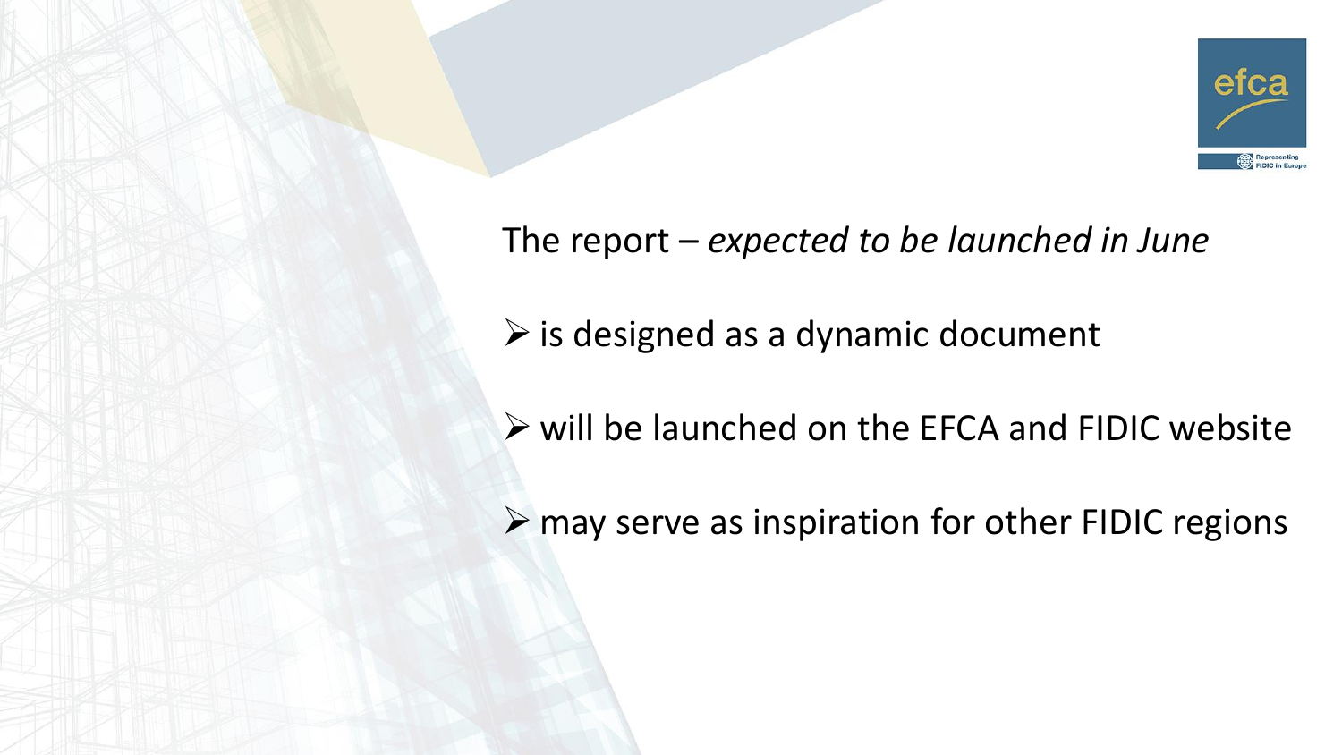The report – *expected to be launched in June*

- is designed as a dynamic document
- will be launched on the EFCA and FIDIC website
- may serve as inspiration for other FIDIC regions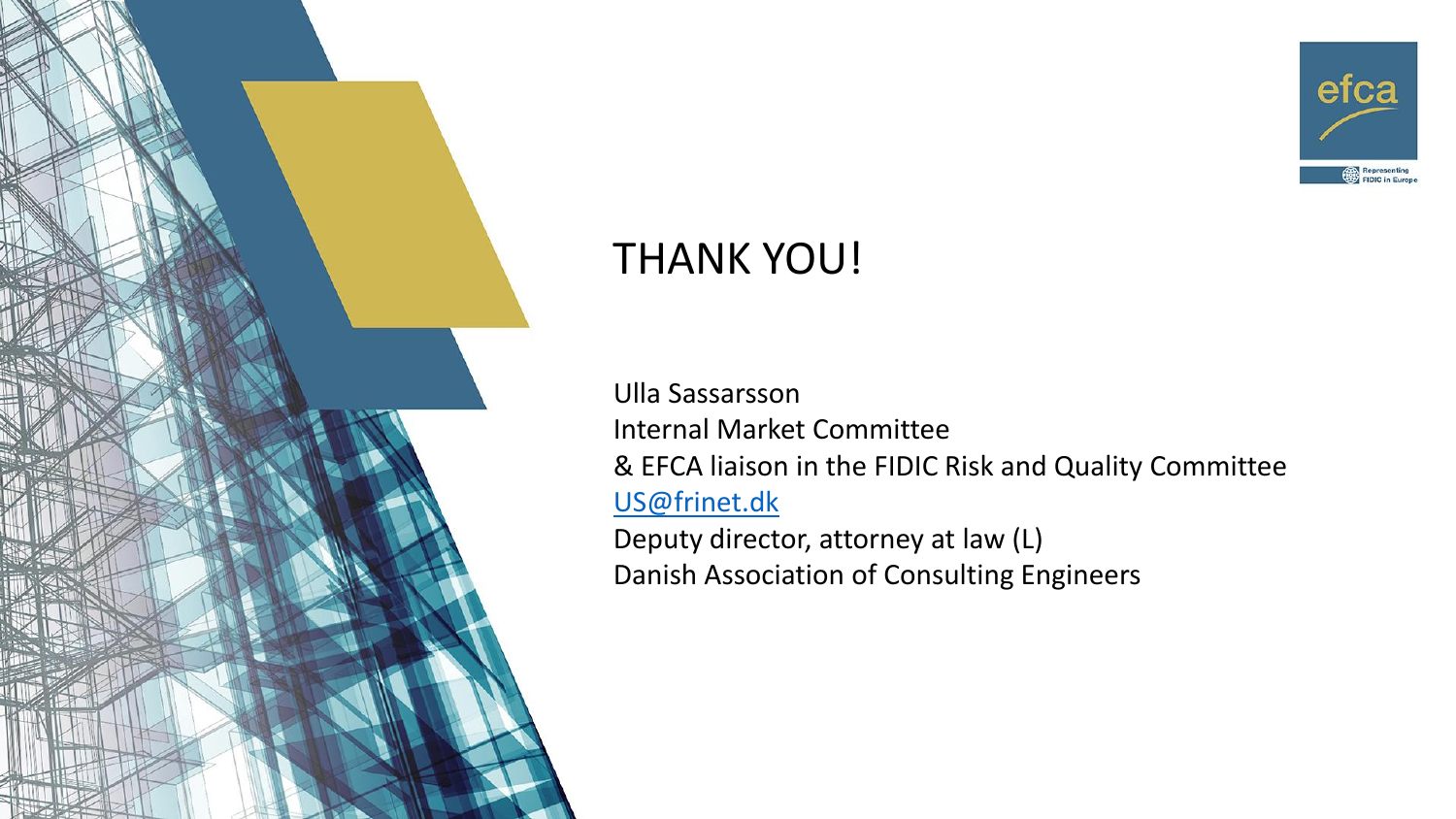# THANK YOU!

Ulla Sassarsson
Internal Market Committee
& EFCA liaison in the FIDIC Risk and Quality Committee
US@frinet.dk
Deputy director, attorney at law (L)
Danish Association of Consulting Engineers